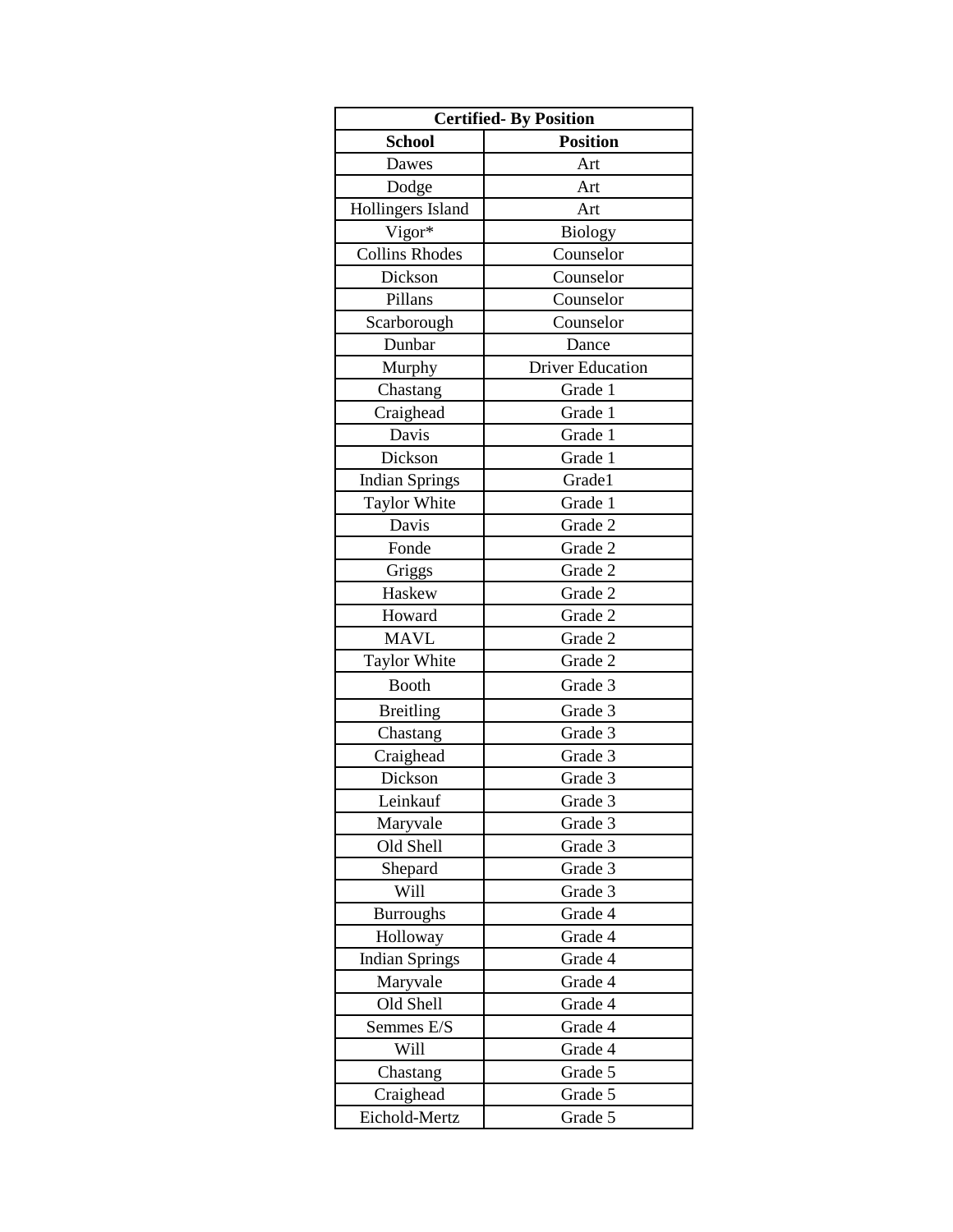| Certified- By Position | |
|---|---|
| **School** | **Position** |
| Dawes | Art |
| Dodge | Art |
| Hollingers Island | Art |
| Vigor* | Biology |
| Collins Rhodes | Counselor |
| Dickson | Counselor |
| Pillans | Counselor |
| Scarborough | Counselor |
| Dunbar | Dance |
| Murphy | Driver Education |
| Chastang | Grade 1 |
| Craighead | Grade 1 |
| Davis | Grade 1 |
| Dickson | Grade 1 |
| Indian Springs | Grade1 |
| Taylor White | Grade 1 |
| Davis | Grade 2 |
| Fonde | Grade 2 |
| Griggs | Grade 2 |
| Haskew | Grade 2 |
| Howard | Grade 2 |
| MAVL | Grade 2 |
| Taylor White | Grade 2 |
| Booth | Grade 3 |
| Breitling | Grade 3 |
| Chastang | Grade 3 |
| Craighead | Grade 3 |
| Dickson | Grade 3 |
| Leinkauf | Grade 3 |
| Maryvale | Grade 3 |
| Old Shell | Grade 3 |
| Shepard | Grade 3 |
| Will | Grade 3 |
| Burroughs | Grade 4 |
| Holloway | Grade 4 |
| Indian Springs | Grade 4 |
| Maryvale | Grade 4 |
| Old Shell | Grade 4 |
| Semmes E/S | Grade 4 |
| Will | Grade 4 |
| Chastang | Grade 5 |
| Craighead | Grade 5 |
| Eichold-Mertz | Grade 5 |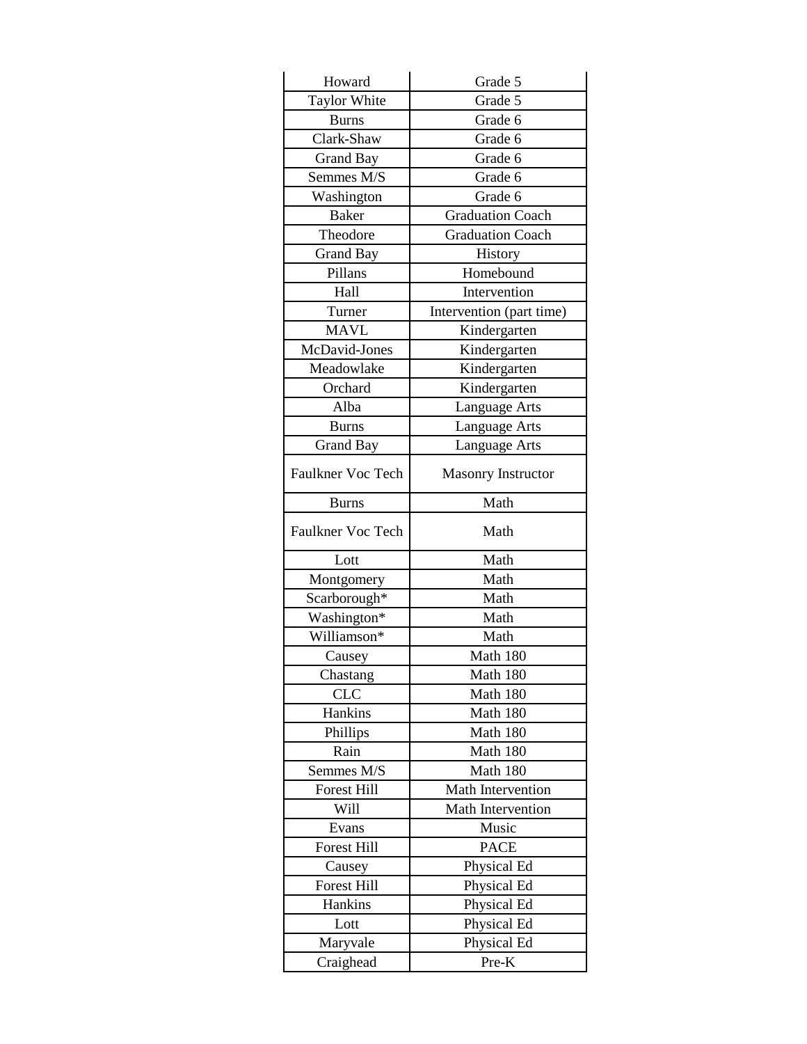| | |
|---|---|
| Howard | Grade 5 |
| Taylor White | Grade 5 |
| Burns | Grade 6 |
| Clark-Shaw | Grade 6 |
| Grand Bay | Grade 6 |
| Semmes M/S | Grade 6 |
| Washington | Grade 6 |
| Baker | Graduation Coach |
| Theodore | Graduation Coach |
| Grand Bay | History |
| Pillans | Homebound |
| Hall | Intervention |
| Turner | Intervention (part time) |
| MAVL | Kindergarten |
| McDavid-Jones | Kindergarten |
| Meadowlake | Kindergarten |
| Orchard | Kindergarten |
| Alba | Language Arts |
| Burns | Language Arts |
| Grand Bay | Language Arts |
| Faulkner Voc Tech | Masonry Instructor |
| Burns | Math |
| Faulkner Voc Tech | Math |
| Lott | Math |
| Montgomery | Math |
| Scarborough* | Math |
| Washington* | Math |
| Williamson* | Math |
| Causey | Math 180 |
| Chastang | Math 180 |
| CLC | Math 180 |
| Hankins | Math 180 |
| Phillips | Math 180 |
| Rain | Math 180 |
| Semmes M/S | Math 180 |
| Forest Hill | Math Intervention |
| Will | Math Intervention |
| Evans | Music |
| Forest Hill | PACE |
| Causey | Physical Ed |
| Forest Hill | Physical Ed |
| Hankins | Physical Ed |
| Lott | Physical Ed |
| Maryvale | Physical Ed |
| Craighead | Pre-K |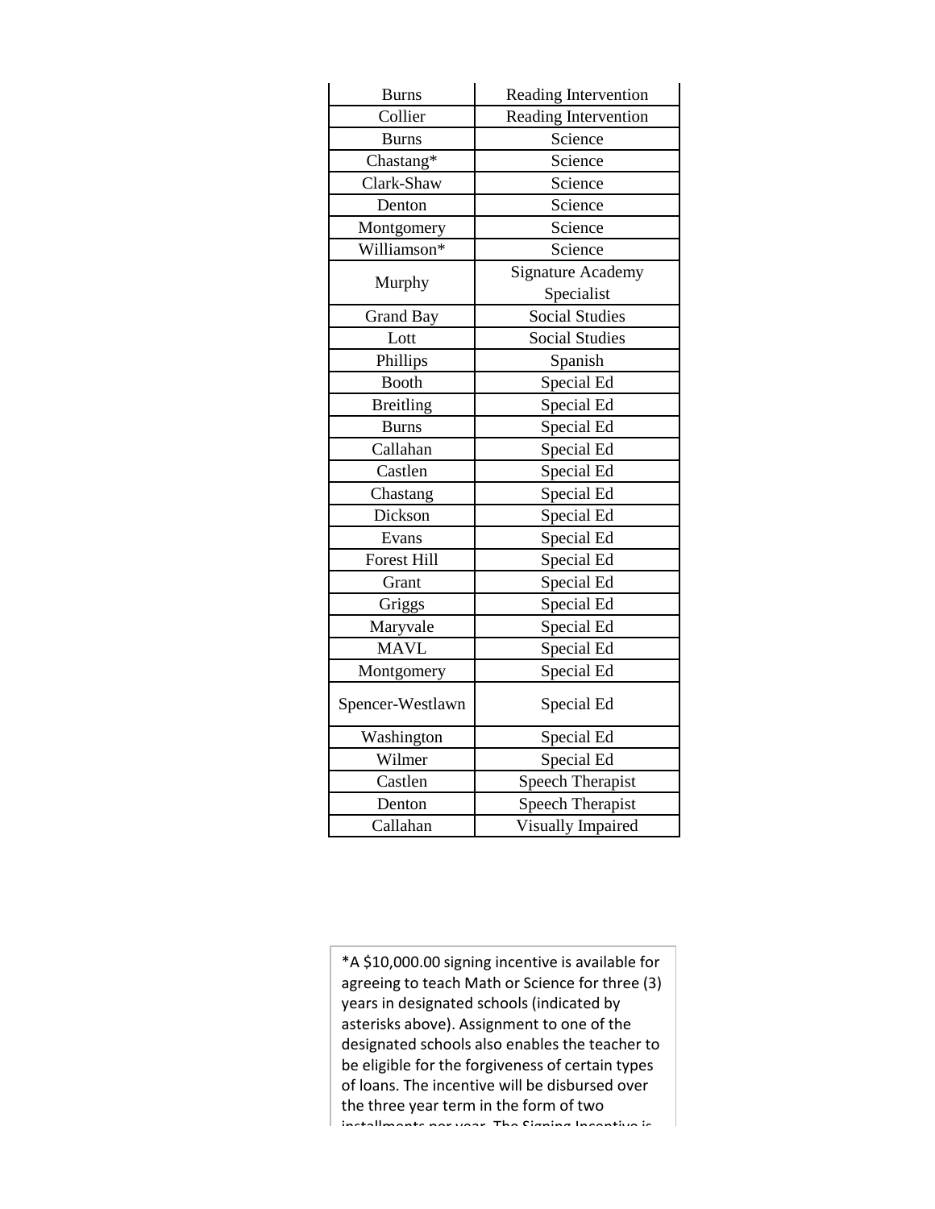| Burns | Reading Intervention |
|---|---|
| Collier | Reading Intervention |
| Burns | Science |
| Chastang* | Science |
| Clark-Shaw | Science |
| Denton | Science |
| Montgomery | Science |
| Williamson* | Science |
| Murphy | Signature Academy Specialist |
| Grand Bay | Social Studies |
| Lott | Social Studies |
| Phillips | Spanish |
| Booth | Special Ed |
| Breitling | Special Ed |
| Burns | Special Ed |
| Callahan | Special Ed |
| Castlen | Special Ed |
| Chastang | Special Ed |
| Dickson | Special Ed |
| Evans | Special Ed |
| Forest Hill | Special Ed |
| Grant | Special Ed |
| Griggs | Special Ed |
| Maryvale | Special Ed |
| MAVL | Special Ed |
| Montgomery | Special Ed |
| Spencer-Westlawn | Special Ed |
| Washington | Special Ed |
| Wilmer | Special Ed |
| Castlen | Speech Therapist |
| Denton | Speech Therapist |
| Callahan | Visually Impaired |

*A $10,000.00 signing incentive is available for agreeing to teach Math or Science for three (3) years in designated schools (indicated by asterisks above). Assignment to one of the designated schools also enables the teacher to be eligible for the forgiveness of certain types of loans. The incentive will be disbursed over the three year term in the form of two installments per year. The Signing Incentive is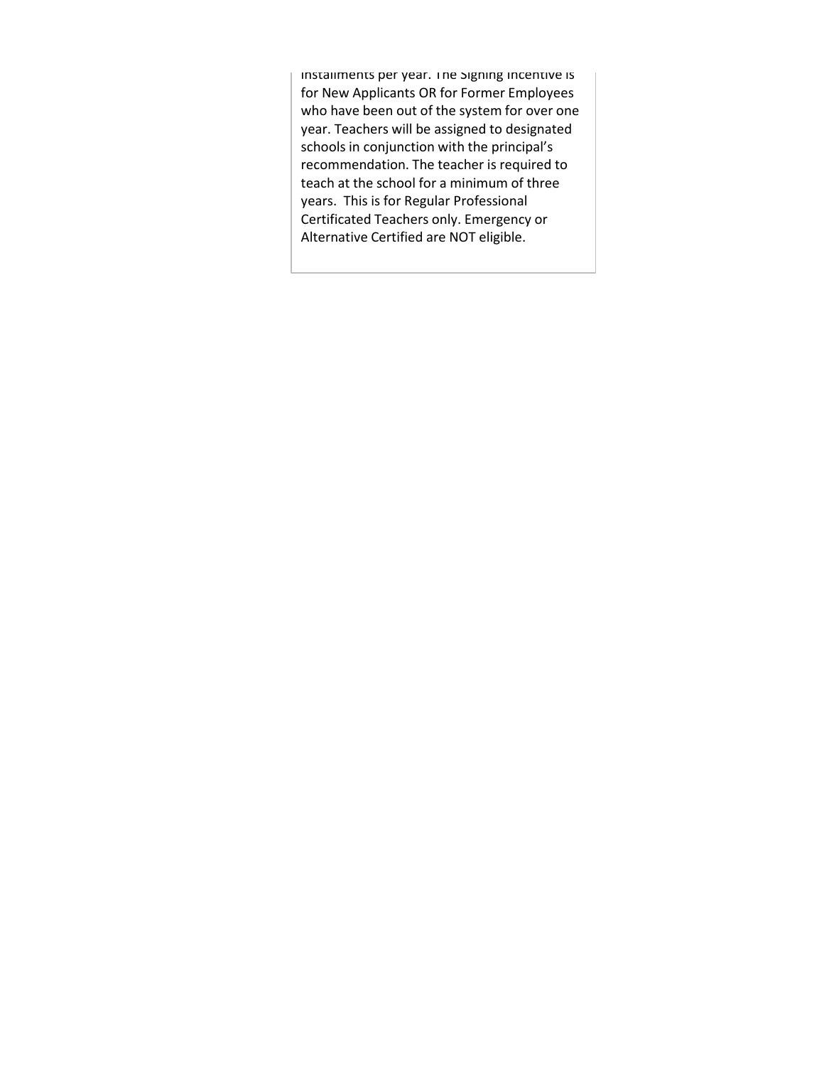installments per year. The Signing Incentive is for New Applicants OR for Former Employees who have been out of the system for over one year. Teachers will be assigned to designated schools in conjunction with the principal's recommendation. The teacher is required to teach at the school for a minimum of three years. This is for Regular Professional Certificated Teachers only. Emergency or Alternative Certified are NOT eligible.